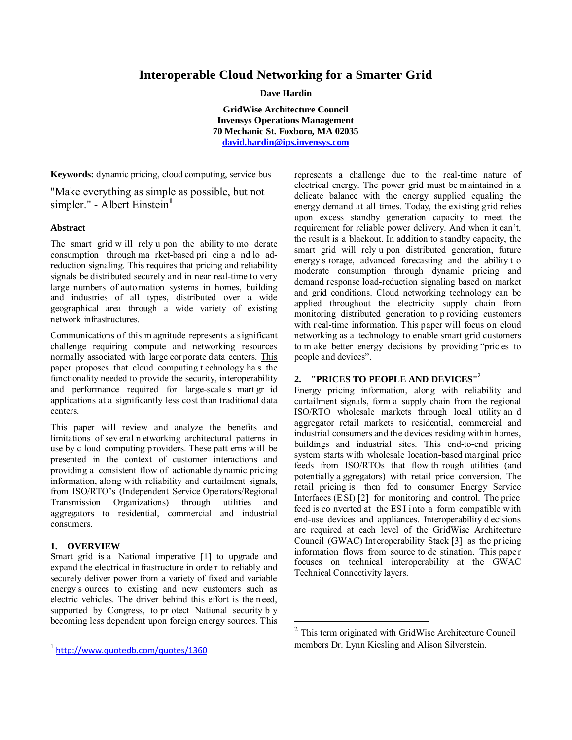# Interoperable Cloud Networking for a Smarter Grid

**Dave Hardin**

**GridWise Architecture Council**
**Invensys Operations Management**
**70 Mechanic St. Foxboro, MA 02035**
**david.hardin@ips.invensys.com**

**Keywords:** dynamic pricing, cloud computing, service bus

"Make everything as simple as possible, but not simpler." - Albert Einstein[1]

### Abstract

The smart grid will rely upon the ability to moderate consumption through market-based pricing and load-reduction signaling. This requires that pricing and reliability signals be distributed securely and in near real-time to very large numbers of automation systems in homes, building and industries of all types, distributed over a wide geographical area through a wide variety of existing network infrastructures.

Communications of this magnitude represents a significant challenge requiring compute and networking resources normally associated with large corporate data centers. This paper proposes that cloud computing technology has the functionality needed to provide the security, interoperability and performance required for large-scale smart grid applications at a significantly less cost than traditional data centers.

This paper will review and analyze the benefits and limitations of several networking architectural patterns in use by cloud computing providers. These patterns will be presented in the context of customer interactions and providing a consistent flow of actionable dynamic pricing information, along with reliability and curtailment signals, from ISO/RTO's (Independent Service Operators/Regional Transmission Organizations) through utilities and aggregators to residential, commercial and industrial consumers.

## 1. OVERVIEW

Smart grid is a National imperative [1] to upgrade and expand the electrical infrastructure in order to reliably and securely deliver power from a variety of fixed and variable energy sources to existing and new customers such as electric vehicles. The driver behind this effort is the need, supported by Congress, to protect National security by becoming less dependent upon foreign energy sources. This represents a challenge due to the real-time nature of electrical energy. The power grid must be maintained in a delicate balance with the energy supplied equaling the energy demand at all times. Today, the existing grid relies upon excess standby generation capacity to meet the requirement for reliable power delivery. And when it can't, the result is a blackout. In addition to standby capacity, the smart grid will rely upon distributed generation, future energy storage, advanced forecasting and the ability to moderate consumption through dynamic pricing and demand response load-reduction signaling based on market and grid conditions. Cloud networking technology can be applied throughout the electricity supply chain from monitoring distributed generation to providing customers with real-time information. This paper will focus on cloud networking as a technology to enable smart grid customers to make better energy decisions by providing "prices to people and devices".

## 2. "PRICES TO PEOPLE AND DEVICES"[2]

Energy pricing information, along with reliability and curtailment signals, form a supply chain from the regional ISO/RTO wholesale markets through local utility and aggregator retail markets to residential, commercial and industrial consumers and the devices residing within homes, buildings and industrial sites. This end-to-end pricing system starts with wholesale location-based marginal price feeds from ISO/RTOs that flow through utilities (and potentially aggregators) with retail price conversion. The retail pricing is then fed to consumer Energy Service Interfaces (ESI) [2] for monitoring and control. The price feed is converted at the ESI into a form compatible with end-use devices and appliances. Interoperability decisions are required at each level of the GridWise Architecture Council (GWAC) Interoperability Stack [3] as the pricing information flows from source to destination. This paper focuses on technical interoperability at the GWAC Technical Connectivity layers.

---

[1] http://www.quotedb.com/quotes/1360

[2] This term originated with GridWise Architecture Council members Dr. Lynn Kiesling and Alison Silverstein.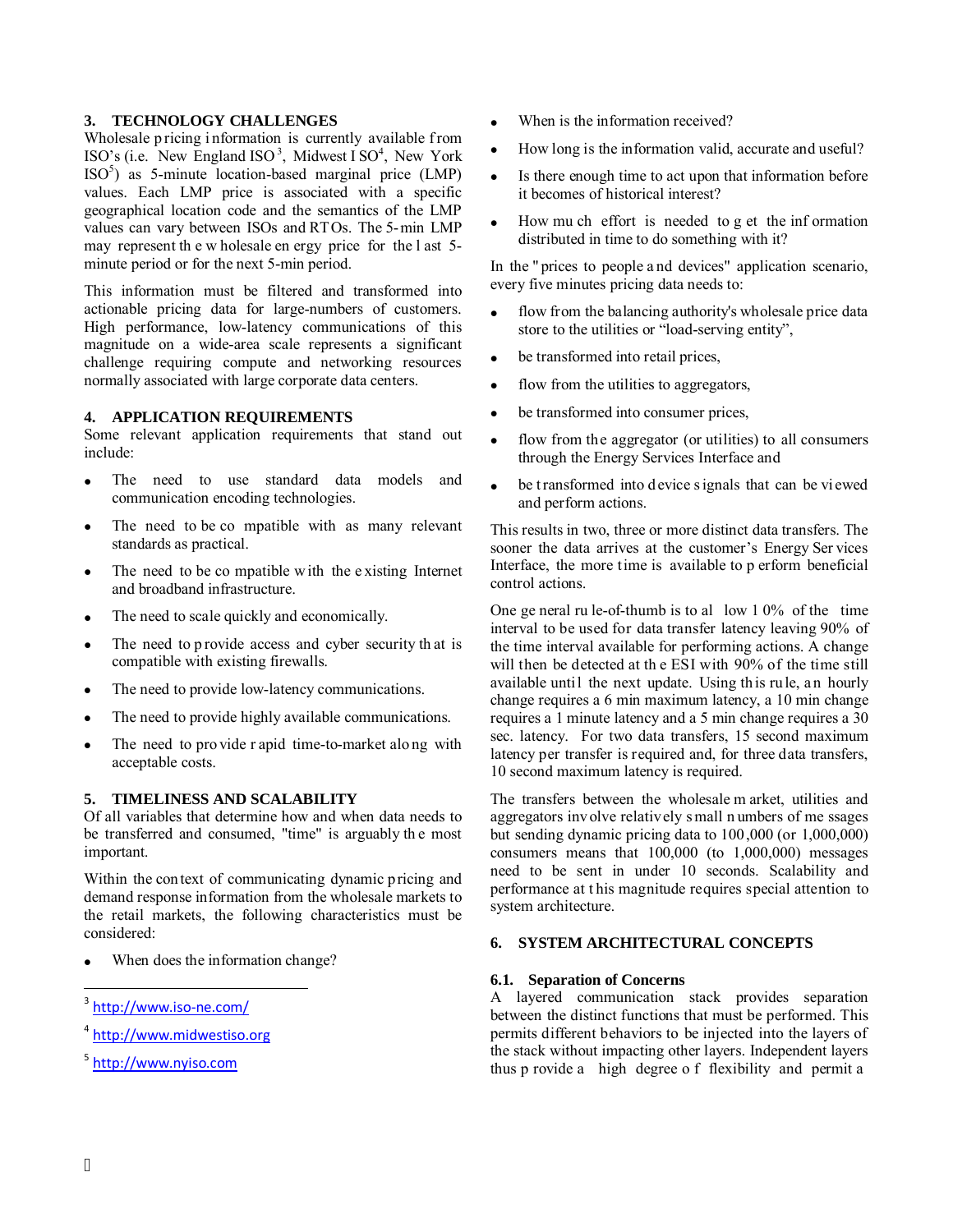## 3. TECHNOLOGY CHALLENGES

Wholesale pricing information is currently available from ISO's (i.e. New England ISO[3], Midwest ISO[4], New York ISO[5]) as 5-minute location-based marginal price (LMP) values. Each LMP price is associated with a specific geographical location code and the semantics of the LMP values can vary between ISOs and RTOs. The 5-min LMP may represent the wholesale energy price for the last 5-minute period or for the next 5-min period.

This information must be filtered and transformed into actionable pricing data for large-numbers of customers. High performance, low-latency communications of this magnitude on a wide-area scale represents a significant challenge requiring compute and networking resources normally associated with large corporate data centers.

## 4. APPLICATION REQUIREMENTS

Some relevant application requirements that stand out include:

- The need to use standard data models and communication encoding technologies.
- The need to be compatible with as many relevant standards as practical.
- The need to be compatible with the existing Internet and broadband infrastructure.
- The need to scale quickly and economically.
- The need to provide access and cyber security that is compatible with existing firewalls.
- The need to provide low-latency communications.
- The need to provide highly available communications.
- The need to provide rapid time-to-market along with acceptable costs.

## 5. TIMELINESS AND SCALABILITY

Of all variables that determine how and when data needs to be transferred and consumed, "time" is arguably the most important.

Within the context of communicating dynamic pricing and demand response information from the wholesale markets to the retail markets, the following characteristics must be considered:

- When does the information change?
- When is the information received?
- How long is the information valid, accurate and useful?
- Is there enough time to act upon that information before it becomes of historical interest?
- How much effort is needed to get the information distributed in time to do something with it?

In the "prices to people and devices" application scenario, every five minutes pricing data needs to:

- flow from the balancing authority's wholesale price data store to the utilities or "load-serving entity",
- be transformed into retail prices,
- flow from the utilities to aggregators,
- be transformed into consumer prices,
- flow from the aggregator (or utilities) to all consumers through the Energy Services Interface and
- be transformed into device signals that can be viewed and perform actions.

This results in two, three or more distinct data transfers. The sooner the data arrives at the customer's Energy Services Interface, the more time is available to perform beneficial control actions.

One general rule-of-thumb is to allow 10% of the time interval to be used for data transfer latency leaving 90% of the time interval available for performing actions. A change will then be detected at the ESI with 90% of the time still available until the next update. Using this rule, an hourly change requires a 6 min maximum latency, a 10 min change requires a 1 minute latency and a 5 min change requires a 30 sec. latency. For two data transfers, 15 second maximum latency per transfer is required and, for three data transfers, 10 second maximum latency is required.

The transfers between the wholesale market, utilities and aggregators involve relatively small numbers of messages but sending dynamic pricing data to 100,000 (or 1,000,000) consumers means that 100,000 (to 1,000,000) messages need to be sent in under 10 seconds. Scalability and performance at this magnitude requires special attention to system architecture.

## 6. SYSTEM ARCHITECTURAL CONCEPTS

### 6.1. Separation of Concerns

A layered communication stack provides separation between the distinct functions that must be performed. This permits different behaviors to be injected into the layers of the stack without impacting other layers. Independent layers thus provide a high degree of flexibility and permit a

---

[3] http://www.iso-ne.com/

[4] http://www.midwestiso.org

[5] http://www.nyiso.com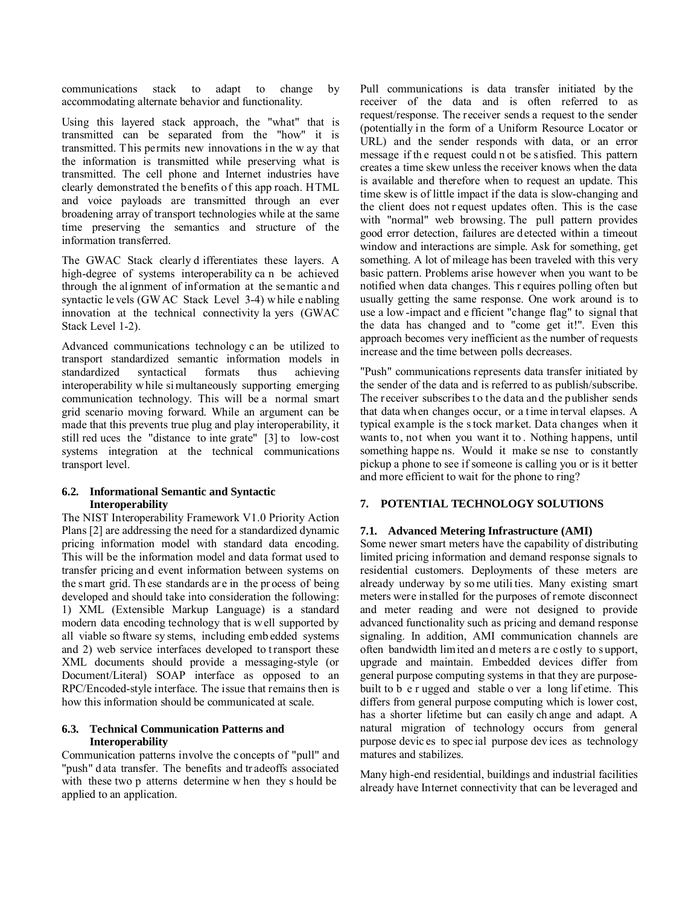communications stack to adapt to change by accommodating alternate behavior and functionality.

Using this layered stack approach, the "what" that is transmitted can be separated from the "how" it is transmitted. This permits new innovations in the way that the information is transmitted while preserving what is transmitted. The cell phone and Internet industries have clearly demonstrated the benefits of this approach. HTML and voice payloads are transmitted through an ever broadening array of transport technologies while at the same time preserving the semantics and structure of the information transferred.

The GWAC Stack clearly differentiates these layers. A high-degree of systems interoperability can be achieved through the alignment of information at the semantic and syntactic levels (GWAC Stack Level 3-4) while enabling innovation at the technical connectivity layers (GWAC Stack Level 1-2).

Advanced communications technology can be utilized to transport standardized semantic information models in standardized syntactical formats thus achieving interoperability while simultaneously supporting emerging communication technology. This will be a normal smart grid scenario moving forward. While an argument can be made that this prevents true plug and play interoperability, it still reduces the "distance to integrate" [3] to low-cost systems integration at the technical communications transport level.

### 6.2. Informational Semantic and Syntactic Interoperability

The NIST Interoperability Framework V1.0 Priority Action Plans [2] are addressing the need for a standardized dynamic pricing information model with standard data encoding. This will be the information model and data format used to transfer pricing and event information between systems on the smart grid. These standards are in the process of being developed and should take into consideration the following: 1) XML (Extensible Markup Language) is a standard modern data encoding technology that is well supported by all viable software systems, including embedded systems and 2) web service interfaces developed to transport these XML documents should provide a messaging-style (or Document/Literal) SOAP interface as opposed to an RPC/Encoded-style interface. The issue that remains then is how this information should be communicated at scale.

### 6.3. Technical Communication Patterns and Interoperability

Communication patterns involve the concepts of "pull" and "push" data transfer. The benefits and tradeoffs associated with these two patterns determine when they should be applied to an application.

Pull communications is data transfer initiated by the receiver of the data and is often referred to as request/response. The receiver sends a request to the sender (potentially in the form of a Uniform Resource Locator or URL) and the sender responds with data, or an error message if the request could not be satisfied. This pattern creates a time skew unless the receiver knows when the data is available and therefore when to request an update. This time skew is of little impact if the data is slow-changing and the client does not request updates often. This is the case with "normal" web browsing. The pull pattern provides good error detection, failures are detected within a timeout window and interactions are simple. Ask for something, get something. A lot of mileage has been traveled with this very basic pattern. Problems arise however when you want to be notified when data changes. This requires polling often but usually getting the same response. One work around is to use a low-impact and efficient "change flag" to signal that the data has changed and to "come get it!". Even this approach becomes very inefficient as the number of requests increase and the time between polls decreases.

"Push" communications represents data transfer initiated by the sender of the data and is referred to as publish/subscribe. The receiver subscribes to the data and the publisher sends that data when changes occur, or a time interval elapses. A typical example is the stock market. Data changes when it wants to, not when you want it to. Nothing happens, until something happens. Would it make sense to constantly pickup a phone to see if someone is calling you or is it better and more efficient to wait for the phone to ring?

## 7. POTENTIAL TECHNOLOGY SOLUTIONS

### 7.1. Advanced Metering Infrastructure (AMI)

Some newer smart meters have the capability of distributing limited pricing information and demand response signals to residential customers. Deployments of these meters are already underway by some utilities. Many existing smart meters were installed for the purposes of remote disconnect and meter reading and were not designed to provide advanced functionality such as pricing and demand response signaling. In addition, AMI communication channels are often bandwidth limited and meters are costly to support, upgrade and maintain. Embedded devices differ from general purpose computing systems in that they are purpose-built to be rugged and stable over a long lifetime. This differs from general purpose computing which is lower cost, has a shorter lifetime but can easily change and adapt. A natural migration of technology occurs from general purpose devices to special purpose devices as technology matures and stabilizes.

Many high-end residential, buildings and industrial facilities already have Internet connectivity that can be leveraged and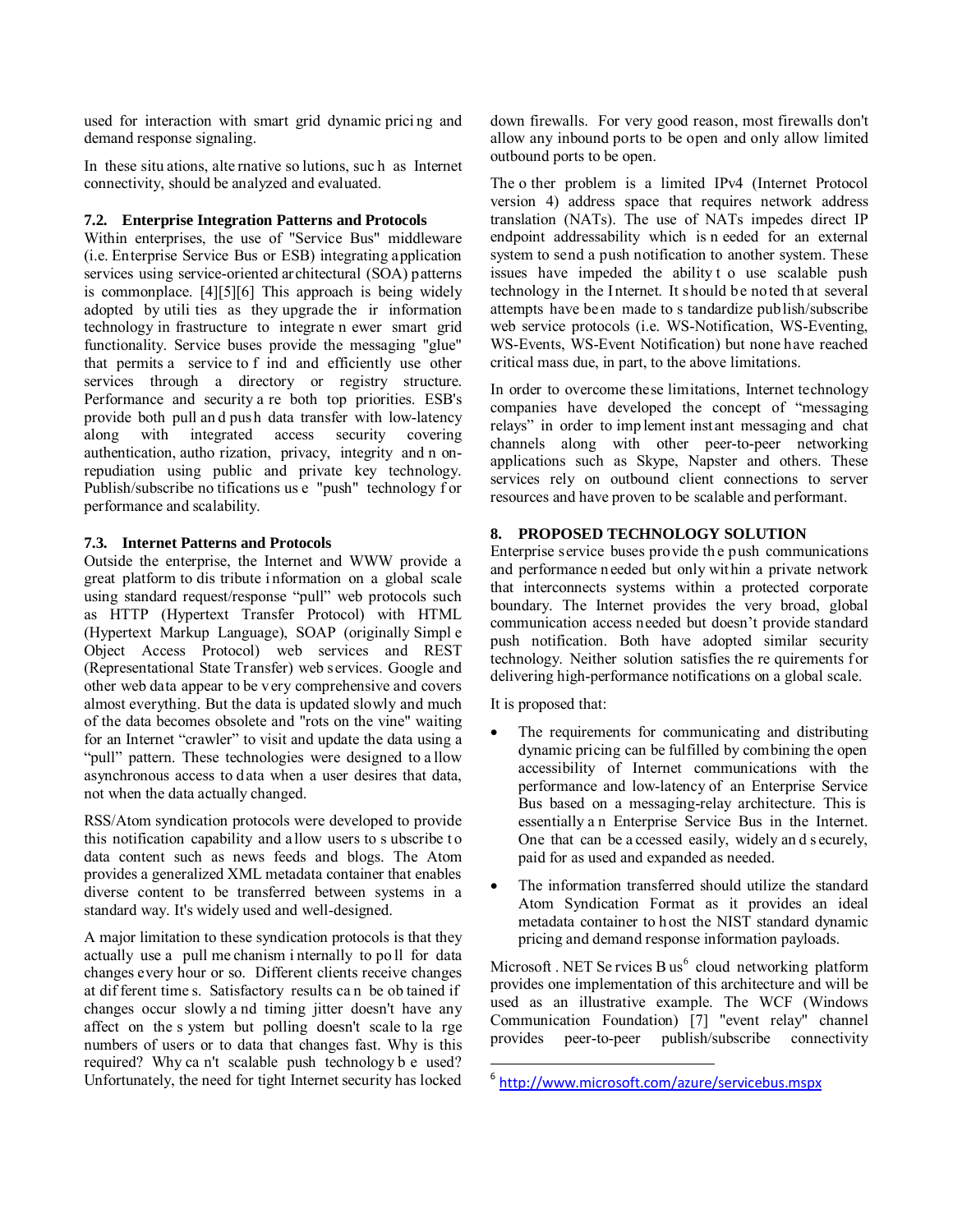used for interaction with smart grid dynamic pricing and demand response signaling.

In these situations, alternative solutions, such as Internet connectivity, should be analyzed and evaluated.

### 7.2. Enterprise Integration Patterns and Protocols

Within enterprises, the use of "Service Bus" middleware (i.e. Enterprise Service Bus or ESB) integrating application services using service-oriented architectural (SOA) patterns is commonplace. [4][5][6] This approach is being widely adopted by utilities as they upgrade their information technology infrastructure to integrate newer smart grid functionality. Service buses provide the messaging "glue" that permits a service to find and efficiently use other services through a directory or registry structure. Performance and security are both top priorities. ESB's provide both pull and push data transfer with low-latency along with integrated access security covering authentication, authorization, privacy, integrity and non-repudiation using public and private key technology. Publish/subscribe notifications use "push" technology for performance and scalability.

### 7.3. Internet Patterns and Protocols

Outside the enterprise, the Internet and WWW provide a great platform to distribute information on a global scale using standard request/response "pull" web protocols such as HTTP (Hypertext Transfer Protocol) with HTML (Hypertext Markup Language), SOAP (originally Simple Object Access Protocol) web services and REST (Representational State Transfer) web services. Google and other web data appear to be very comprehensive and covers almost everything. But the data is updated slowly and much of the data becomes obsolete and "rots on the vine" waiting for an Internet "crawler" to visit and update the data using a "pull" pattern. These technologies were designed to allow asynchronous access to data when a user desires that data, not when the data actually changed.

RSS/Atom syndication protocols were developed to provide this notification capability and allow users to subscribe to data content such as news feeds and blogs. The Atom provides a generalized XML metadata container that enables diverse content to be transferred between systems in a standard way. It's widely used and well-designed.

A major limitation to these syndication protocols is that they actually use a pull mechanism internally to poll for data changes every hour or so. Different clients receive changes at different times. Satisfactory results can be obtained if changes occur slowly and timing jitter doesn't have any affect on the system but polling doesn't scale to large numbers of users or to data that changes fast. Why is this required? Why can't scalable push technology be used? Unfortunately, the need for tight Internet security has locked down firewalls. For very good reason, most firewalls don't allow any inbound ports to be open and only allow limited outbound ports to be open.

The other problem is a limited IPv4 (Internet Protocol version 4) address space that requires network address translation (NATs). The use of NATs impedes direct IP endpoint addressability which is needed for an external system to send a push notification to another system. These issues have impeded the ability to use scalable push technology in the Internet. It should be noted that several attempts have been made to standardize publish/subscribe web service protocols (i.e. WS-Notification, WS-Eventing, WS-Events, WS-Event Notification) but none have reached critical mass due, in part, to the above limitations.

In order to overcome these limitations, Internet technology companies have developed the concept of "messaging relays" in order to implement instant messaging and chat channels along with other peer-to-peer networking applications such as Skype, Napster and others. These services rely on outbound client connections to server resources and have proven to be scalable and performant.

## 8. PROPOSED TECHNOLOGY SOLUTION

Enterprise service buses provide the push communications and performance needed but only within a private network that interconnects systems within a protected corporate boundary. The Internet provides the very broad, global communication access needed but doesn't provide standard push notification. Both have adopted similar security technology. Neither solution satisfies the requirements for delivering high-performance notifications on a global scale.

It is proposed that:

- The requirements for communicating and distributing dynamic pricing can be fulfilled by combining the open accessibility of Internet communications with the performance and low-latency of an Enterprise Service Bus based on a messaging-relay architecture. This is essentially an Enterprise Service Bus in the Internet. One that can be accessed easily, widely and securely, paid for as used and expanded as needed.
- The information transferred should utilize the standard Atom Syndication Format as it provides an ideal metadata container to host the NIST standard dynamic pricing and demand response information payloads.

Microsoft .NET Services Bus[6] cloud networking platform provides one implementation of this architecture and will be used as an illustrative example. The WCF (Windows Communication Foundation) [7] "event relay" channel provides peer-to-peer publish/subscribe connectivity

[6] http://www.microsoft.com/azure/servicebus.mspx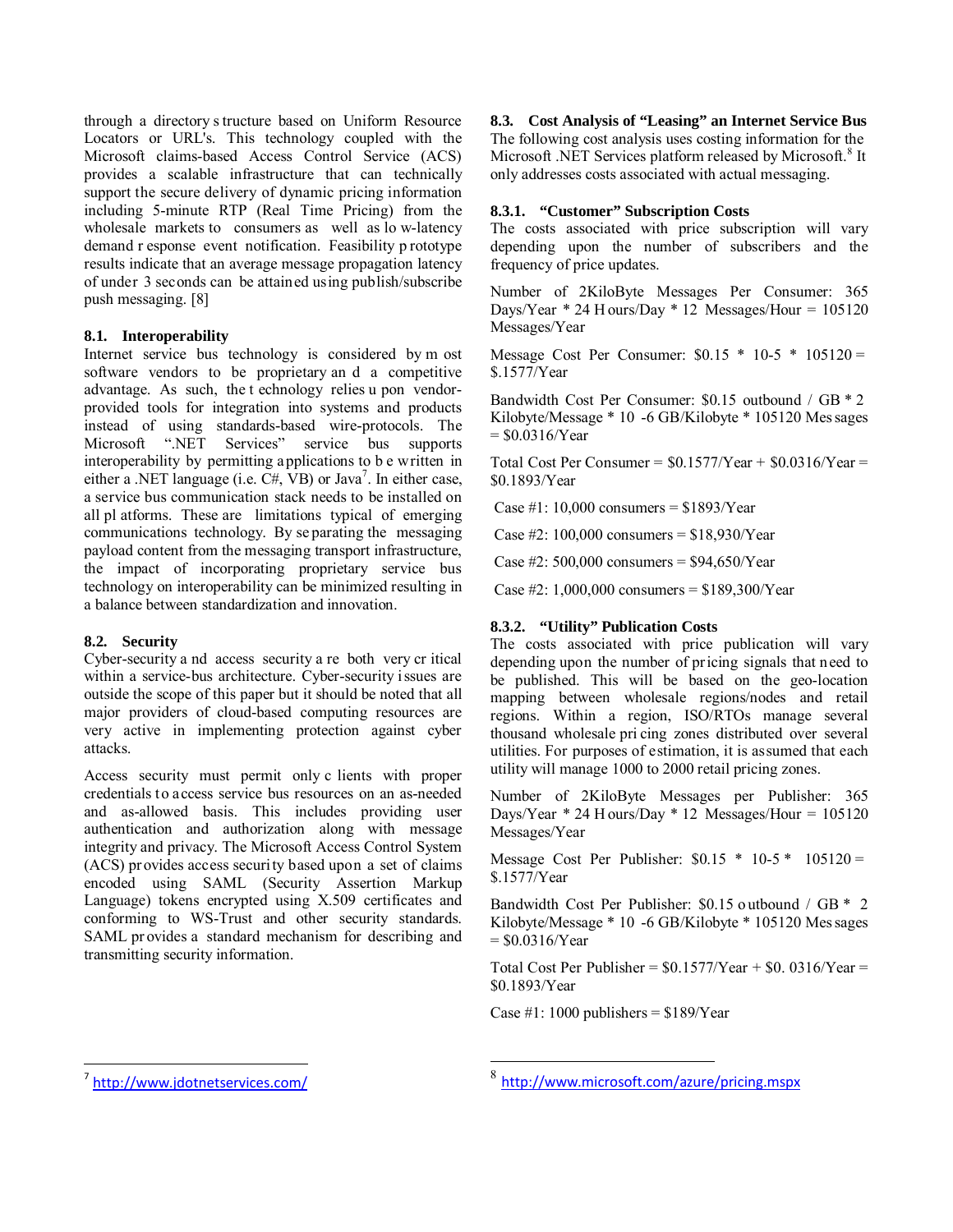through a directory structure based on Uniform Resource Locators or URL's. This technology coupled with the Microsoft claims-based Access Control Service (ACS) provides a scalable infrastructure that can technically support the secure delivery of dynamic pricing information including 5-minute RTP (Real Time Pricing) from the wholesale markets to consumers as well as low-latency demand response event notification. Feasibility prototype results indicate that an average message propagation latency of under 3 seconds can be attained using publish/subscribe push messaging. [8]

### 8.1. Interoperability

Internet service bus technology is considered by most software vendors to be proprietary and a competitive advantage. As such, the technology relies upon vendor-provided tools for integration into systems and products instead of using standards-based wire-protocols. The Microsoft ".NET Services" service bus supports interoperability by permitting applications to be written in either a .NET language (i.e. C#, VB) or Java[7]. In either case, a service bus communication stack needs to be installed on all platforms. These are limitations typical of emerging communications technology. By separating the messaging payload content from the messaging transport infrastructure, the impact of incorporating proprietary service bus technology on interoperability can be minimized resulting in a balance between standardization and innovation.

### 8.2. Security

Cyber-security and access security are both very critical within a service-bus architecture. Cyber-security issues are outside the scope of this paper but it should be noted that all major providers of cloud-based computing resources are very active in implementing protection against cyber attacks.

Access security must permit only clients with proper credentials to access service bus resources on an as-needed and as-allowed basis. This includes providing user authentication and authorization along with message integrity and privacy. The Microsoft Access Control System (ACS) provides access security based upon a set of claims encoded using SAML (Security Assertion Markup Language) tokens encrypted using X.509 certificates and conforming to WS-Trust and other security standards. SAML provides a standard mechanism for describing and transmitting security information.

### 8.3. Cost Analysis of "Leasing" an Internet Service Bus

The following cost analysis uses costing information for the Microsoft .NET Services platform released by Microsoft.[8] It only addresses costs associated with actual messaging.

#### 8.3.1. "Customer" Subscription Costs

The costs associated with price subscription will vary depending upon the number of subscribers and the frequency of price updates.

Number of 2KiloByte Messages Per Consumer: 365 Days/Year * 24 Hours/Day * 12 Messages/Hour = 105120 Messages/Year

Message Cost Per Consumer: $0.15 * 10-5 * 105120 = $.1577/Year

Bandwidth Cost Per Consumer: $0.15 outbound / GB * 2 Kilobyte/Message * 10 -6 GB/Kilobyte * 105120 Messages = $0.0316/Year

Total Cost Per Consumer = $0.1577/Year + $0.0316/Year = $0.1893/Year

Case #1: 10,000 consumers = $1893/Year

Case #2: 100,000 consumers = $18,930/Year

Case #2: 500,000 consumers = $94,650/Year

Case #2: 1,000,000 consumers = $189,300/Year

#### 8.3.2. "Utility" Publication Costs

The costs associated with price publication will vary depending upon the number of pricing signals that need to be published. This will be based on the geo-location mapping between wholesale regions/nodes and retail regions. Within a region, ISO/RTOs manage several thousand wholesale pricing zones distributed over several utilities. For purposes of estimation, it is assumed that each utility will manage 1000 to 2000 retail pricing zones.

Number of 2KiloByte Messages per Publisher: 365 Days/Year * 24 Hours/Day * 12 Messages/Hour = 105120 Messages/Year

Message Cost Per Publisher: $0.15 * 10-5 * 105120 = $.1577/Year

Bandwidth Cost Per Publisher: $0.15 outbound / GB * 2 Kilobyte/Message * 10 -6 GB/Kilobyte * 105120 Messages = $0.0316/Year

Total Cost Per Publisher = $0.1577/Year + $0. 0316/Year = $0.1893/Year

Case #1: 1000 publishers = $189/Year

---

[7] http://www.jdotnetservices.com/

[8] http://www.microsoft.com/azure/pricing.mspx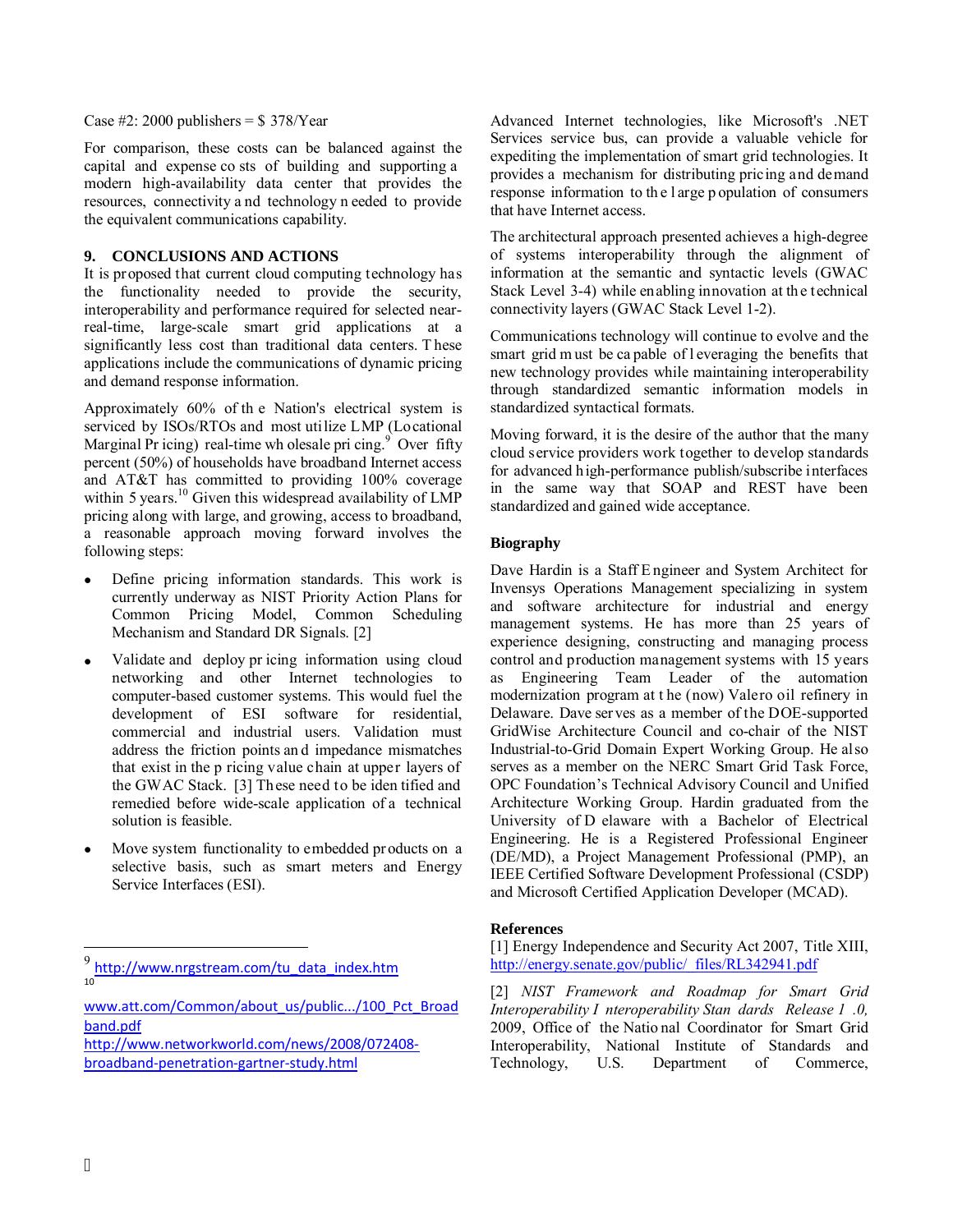Case #2: 2000 publishers = $ 378/Year

For comparison, these costs can be balanced against the capital and expense costs of building and supporting a modern high-availability data center that provides the resources, connectivity and technology needed to provide the equivalent communications capability.

## 9. CONCLUSIONS AND ACTIONS

It is proposed that current cloud computing technology has the functionality needed to provide the security, interoperability and performance required for selected near-real-time, large-scale smart grid applications at a significantly less cost than traditional data centers. These applications include the communications of dynamic pricing and demand response information.

Approximately 60% of the Nation's electrical system is serviced by ISOs/RTOs and most utilize LMP (Locational Marginal Pricing) real-time wholesale pricing.[9] Over fifty percent (50%) of households have broadband Internet access and AT&T has committed to providing 100% coverage within 5 years.[10] Given this widespread availability of LMP pricing along with large, and growing, access to broadband, a reasonable approach moving forward involves the following steps:

- Define pricing information standards. This work is currently underway as NIST Priority Action Plans for Common Pricing Model, Common Scheduling Mechanism and Standard DR Signals. [2]
- Validate and deploy pricing information using cloud networking and other Internet technologies to computer-based customer systems. This would fuel the development of ESI software for residential, commercial and industrial users. Validation must address the friction points and impedance mismatches that exist in the pricing value chain at upper layers of the GWAC Stack. [3] These need to be identified and remedied before wide-scale application of a technical solution is feasible.
- Move system functionality to embedded products on a selective basis, such as smart meters and Energy Service Interfaces (ESI).

Advanced Internet technologies, like Microsoft's .NET Services service bus, can provide a valuable vehicle for expediting the implementation of smart grid technologies. It provides a mechanism for distributing pricing and demand response information to the large population of consumers that have Internet access.

The architectural approach presented achieves a high-degree of systems interoperability through the alignment of information at the semantic and syntactic levels (GWAC Stack Level 3-4) while enabling innovation at the technical connectivity layers (GWAC Stack Level 1-2).

Communications technology will continue to evolve and the smart grid must be capable of leveraging the benefits that new technology provides while maintaining interoperability through standardized semantic information models in standardized syntactical formats.

Moving forward, it is the desire of the author that the many cloud service providers work together to develop standards for advanced high-performance publish/subscribe interfaces in the same way that SOAP and REST have been standardized and gained wide acceptance.

### Biography

Dave Hardin is a Staff Engineer and System Architect for Invensys Operations Management specializing in system and software architecture for industrial and energy management systems. He has more than 25 years of experience designing, constructing and managing process control and production management systems with 15 years as Engineering Team Leader of the automation modernization program at the (now) Valero oil refinery in Delaware. Dave serves as a member of the DOE-supported GridWise Architecture Council and co-chair of the NIST Industrial-to-Grid Domain Expert Working Group. He also serves as a member on the NERC Smart Grid Task Force, OPC Foundation's Technical Advisory Council and Unified Architecture Working Group. Hardin graduated from the University of Delaware with a Bachelor of Electrical Engineering. He is a Registered Professional Engineer (DE/MD), a Project Management Professional (PMP), an IEEE Certified Software Development Professional (CSDP) and Microsoft Certified Application Developer (MCAD).

### References

[1] Energy Independence and Security Act 2007, Title XIII, http://energy.senate.gov/public/_files/RL342941.pdf

[2] *NIST Framework and Roadmap for Smart Grid Interoperability Interoperability Standards Release 1.0,* 2009, Office of the National Coordinator for Smart Grid Interoperability, National Institute of Standards and Technology, U.S. Department of Commerce,

---

[9] http://www.nrgstream.com/tu_data_index.htm

[10] www.att.com/Common/about_us/public.../100_Pct_Broadband.pdf
http://www.networkworld.com/news/2008/072408-broadband-penetration-gartner-study.html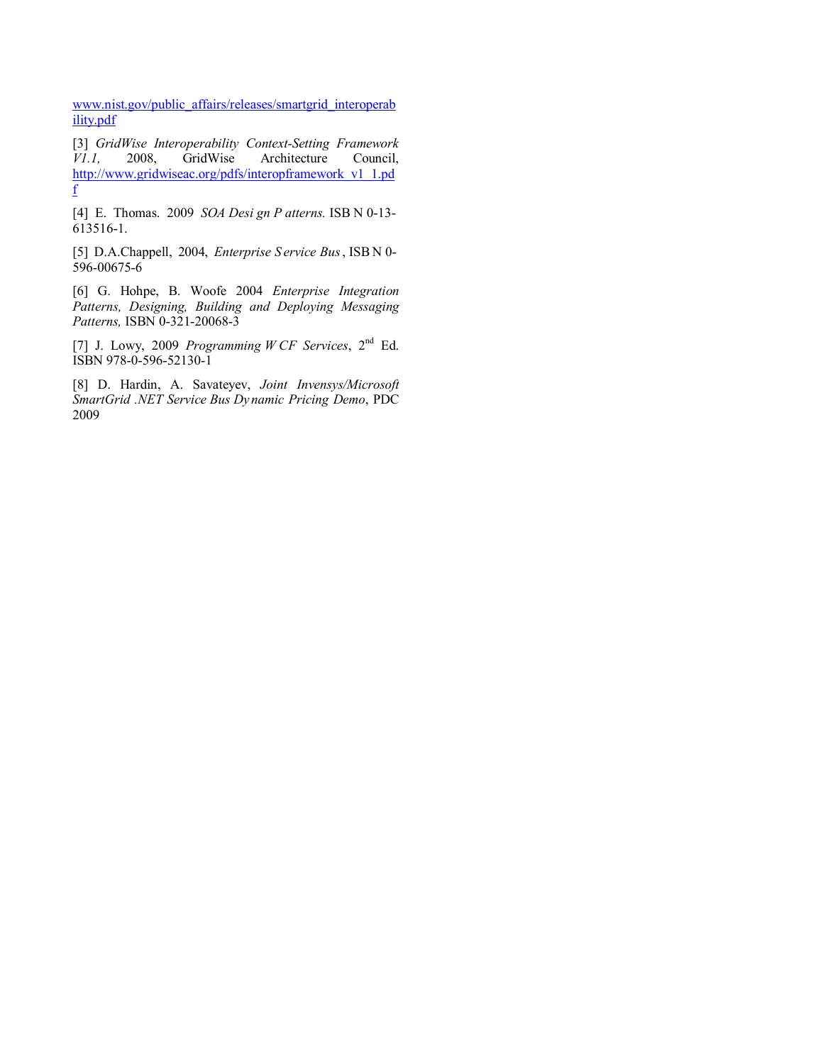www.nist.gov/public_affairs/releases/smartgrid_interoperability.pdf

[3] *GridWise Interoperability Context-Setting Framework V1.1,* 2008, GridWise Architecture Council, http://www.gridwiseac.org/pdfs/interopframework_v1_1.pdf

[4] E. Thomas. 2009 *SOA Design Patterns.* ISBN 0-13-613516-1.

[5] D.A.Chappell, 2004, *Enterprise Service Bus*, ISBN 0-596-00675-6

[6] G. Hohpe, B. Woofe 2004 *Enterprise Integration Patterns, Designing, Building and Deploying Messaging Patterns,* ISBN 0-321-20068-3

[7] J. Lowy, 2009 *Programming WCF Services*, 2nd Ed. ISBN 978-0-596-52130-1

[8] D. Hardin, A. Savateyev, *Joint Invensys/Microsoft SmartGrid .NET Service Bus Dynamic Pricing Demo*, PDC 2009